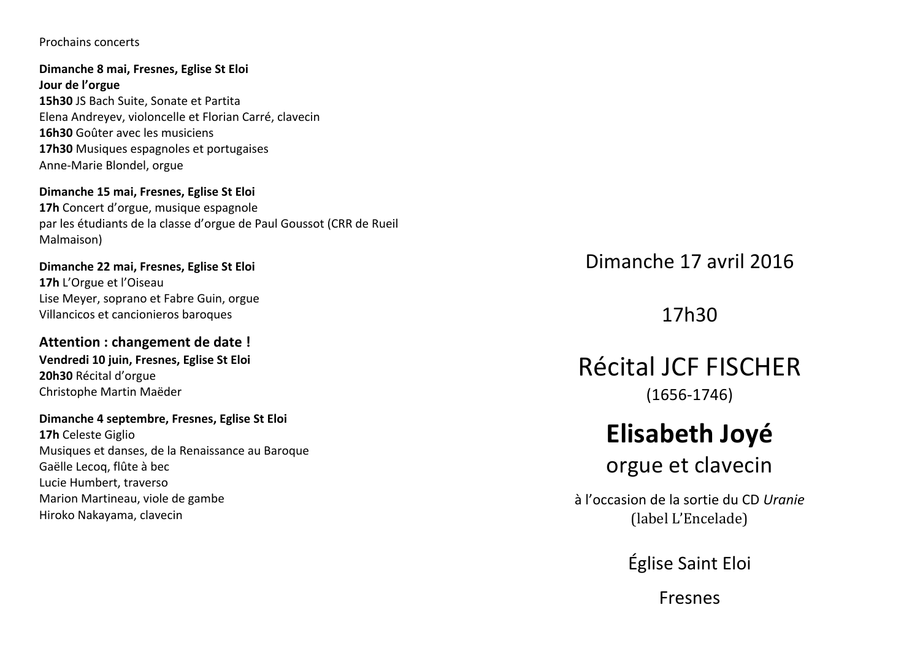Prochains concerts

**Dimanche 8 mai, Fresnes, Eglise St Eloi**
**Jour de l'orgue**
**15h30** JS Bach Suite, Sonate et Partita
Elena Andreyev, violoncelle et Florian Carré, clavecin
**16h30** Goûter avec les musiciens
**17h30** Musiques espagnoles et portugaises
Anne-Marie Blondel, orgue

**Dimanche 15 mai, Fresnes, Eglise St Eloi**
**17h** Concert d'orgue, musique espagnole
par les étudiants de la classe d'orgue de Paul Goussot (CRR de Rueil Malmaison)

**Dimanche 22 mai, Fresnes, Eglise St Eloi**
**17h** L'Orgue et l'Oiseau
Lise Meyer, soprano et Fabre Guin, orgue
Villancicos et cancionieros baroques

**Attention : changement de date !**
**Vendredi 10 juin, Fresnes, Eglise St Eloi**
**20h30** Récital d'orgue
Christophe Martin Maëder

**Dimanche 4 septembre, Fresnes, Eglise St Eloi**
**17h** Celeste Giglio
Musiques et danses, de la Renaissance au Baroque
Gaëlle Lecoq, flûte à bec
Lucie Humbert, traverso
Marion Martineau, viole de gambe
Hiroko Nakayama, clavecin

Dimanche 17 avril 2016

17h30

# Récital JCF FISCHER

(1656-1746)

## Elisabeth Joyé

orgue et clavecin

à l'occasion de la sortie du CD *Uranie*
(label L'Encelade)

Église Saint Eloi

Fresnes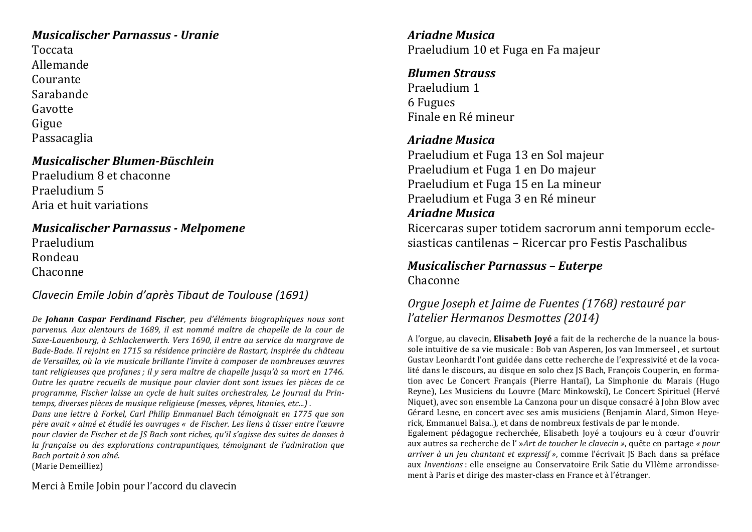***Musicalischer Parnassus - Uranie***

Toccata
Allemande
Courante
Sarabande
Gavotte
Gigue
Passacaglia

***Musicalischer Blumen-Büschlein***

Praeludium 8 et chaconne
Praeludium 5
Aria et huit variations

***Musicalischer Parnassus - Melpomene***

Praeludium
Rondeau
Chaconne

*Clavecin Emile Jobin d'après Tibaut de Toulouse (1691)*

*De **Johann Caspar Ferdinand Fischer**, peu d'éléments biographiques nous sont parvenus. Aux alentours de 1689, il est nommé maître de chapelle de la cour de Saxe-Lauenbourg, à Schlackenwerth. Vers 1690, il entre au service du margrave de Bade-Bade. Il rejoint en 1715 sa résidence princière de Rastart, inspirée du château de Versailles, où la vie musicale brillante l'invite à composer de nombreuses œuvres tant religieuses que profanes ; il y sera maître de chapelle jusqu'à sa mort en 1746. Outre les quatre recueils de musique pour clavier dont sont issues les pièces de ce programme, Fischer laisse un cycle de huit suites orchestrales, Le Journal du Printemps, diverses pièces de musique religieuse (messes, vêpres, litanies, etc...) .*
*Dans une lettre à Forkel, Carl Philip Emmanuel Bach témoignait en 1775 que son père avait « aimé et étudié les ouvrages «  de Fischer. Les liens à tisser entre l'œuvre pour clavier de Fischer et de JS Bach sont riches, qu'il s'agisse des suites de danses à la française ou des explorations contrapuntiques, témoignant de l'admiration que Bach portait à son aîné.*
(Marie Demeilliez)

Merci à Emile Jobin pour l'accord du clavecin

***Ariadne Musica***

Praeludium 10 et Fuga en Fa majeur

***Blumen Strauss***

Praeludium 1
6 Fugues
Finale en Ré mineur

***Ariadne Musica***

Praeludium et Fuga 13 en Sol majeur
Praeludium et Fuga 1 en Do majeur
Praeludium et Fuga 15 en La mineur
Praeludium et Fuga 3 en Ré mineur

***Ariadne Musica***

Ricercaras super totidem sacrorum anni temporum ecclesiasticas cantilenas – Ricercar pro Festis Paschalibus

***Musicalischer Parnassus – Euterpe***

Chaconne

*Orgue Joseph et Jaime de Fuentes (1768) restauré par l'atelier Hermanos Desmottes (2014)*

A l'orgue, au clavecin, **Elisabeth Joyé** a fait de la recherche de la nuance la boussole intuitive de sa vie musicale : Bob van Asperen, Jos van Immerseel , et surtout Gustav Leonhardt l'ont guidée dans cette recherche de l'expressivité et de la vocalité dans le discours, au disque en solo chez JS Bach, François Couperin, en formation avec Le Concert Français (Pierre Hantaï), La Simphonie du Marais (Hugo Reyne), Les Musiciens du Louvre (Marc Minkowski), Le Concert Spirituel (Hervé Niquet), avec son ensemble La Canzona pour un disque consacré à John Blow avec Gérard Lesne, en concert avec ses amis musiciens (Benjamin Alard, Simon Heyerick, Emmanuel Balsa..), et dans de nombreux festivals de par le monde.
Egalement pédagogue recherchée, Elisabeth Joyé a toujours eu à cœur d'ouvrir aux autres sa recherche de l' »*Art de toucher le clavecin »*, quête en partage *« pour arriver à un jeu chantant et expressif »*, comme l'écrivait JS Bach dans sa préface aux *Inventions* : elle enseigne au Conservatoire Erik Satie du VIIème arrondissement à Paris et dirige des master-class en France et à l'étranger.